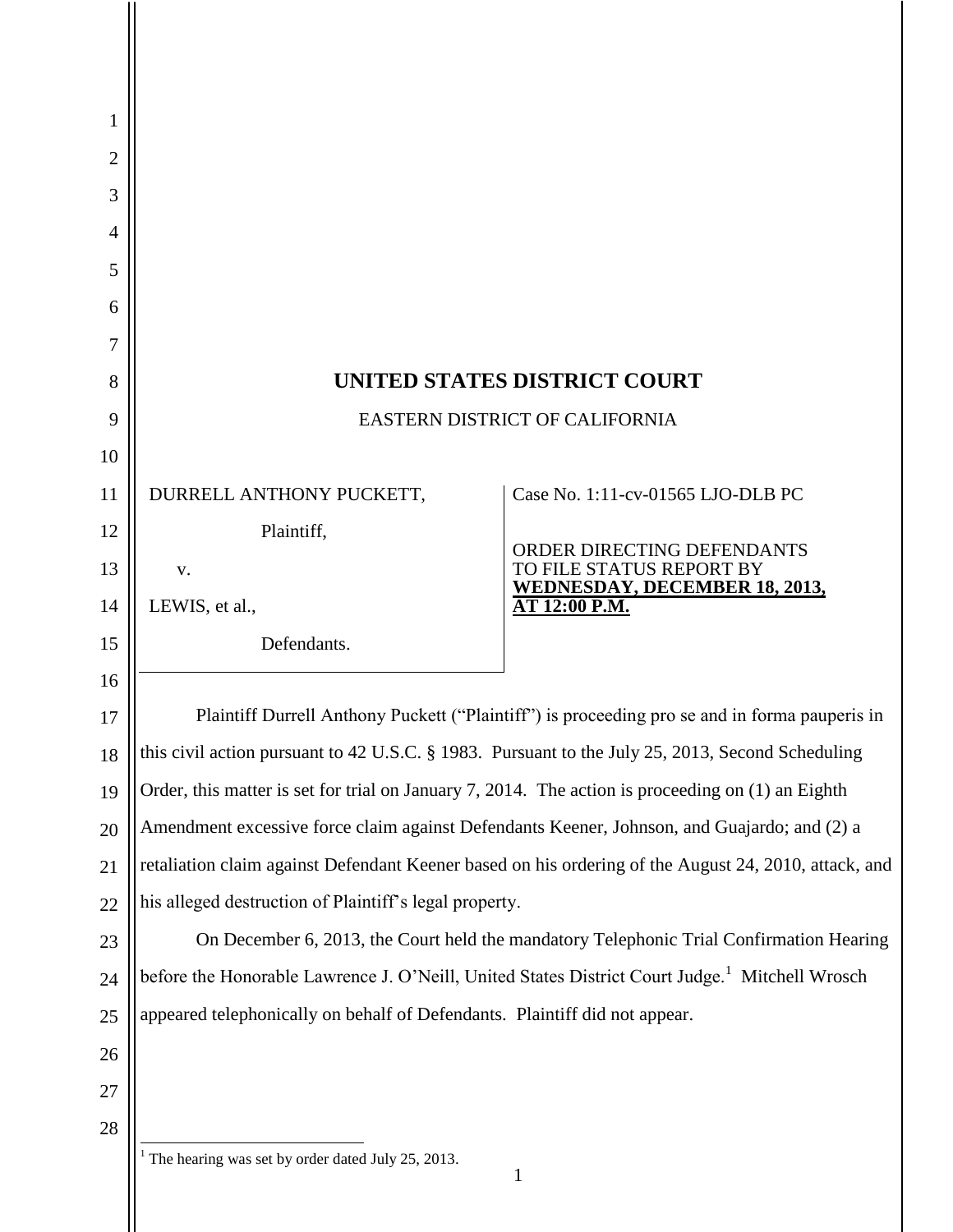# UNITED STATES DISTRICT COURT

EASTERN DISTRICT OF CALIFORNIA

| | |
|---|---|
| DURRELL ANTHONY PUCKETT,<br><br>Plaintiff,<br><br>v.<br><br>LEWIS, et al.,<br><br>Defendants. | Case No. 1:11-cv-01565 LJO-DLB PC<br><br>ORDER DIRECTING DEFENDANTS TO FILE STATUS REPORT BY **WEDNESDAY, DECEMBER 18, 2013, AT 12:00 P.M.** |

Plaintiff Durrell Anthony Puckett ("Plaintiff") is proceeding pro se and in forma pauperis in this civil action pursuant to 42 U.S.C. § 1983. Pursuant to the July 25, 2013, Second Scheduling Order, this matter is set for trial on January 7, 2014. The action is proceeding on (1) an Eighth Amendment excessive force claim against Defendants Keener, Johnson, and Guajardo; and (2) a retaliation claim against Defendant Keener based on his ordering of the August 24, 2010, attack, and his alleged destruction of Plaintiff's legal property.

On December 6, 2013, the Court held the mandatory Telephonic Trial Confirmation Hearing before the Honorable Lawrence J. O'Neill, United States District Court Judge.[1] Mitchell Wrosch appeared telephonically on behalf of Defendants. Plaintiff did not appear.

[1] The hearing was set by order dated July 25, 2013.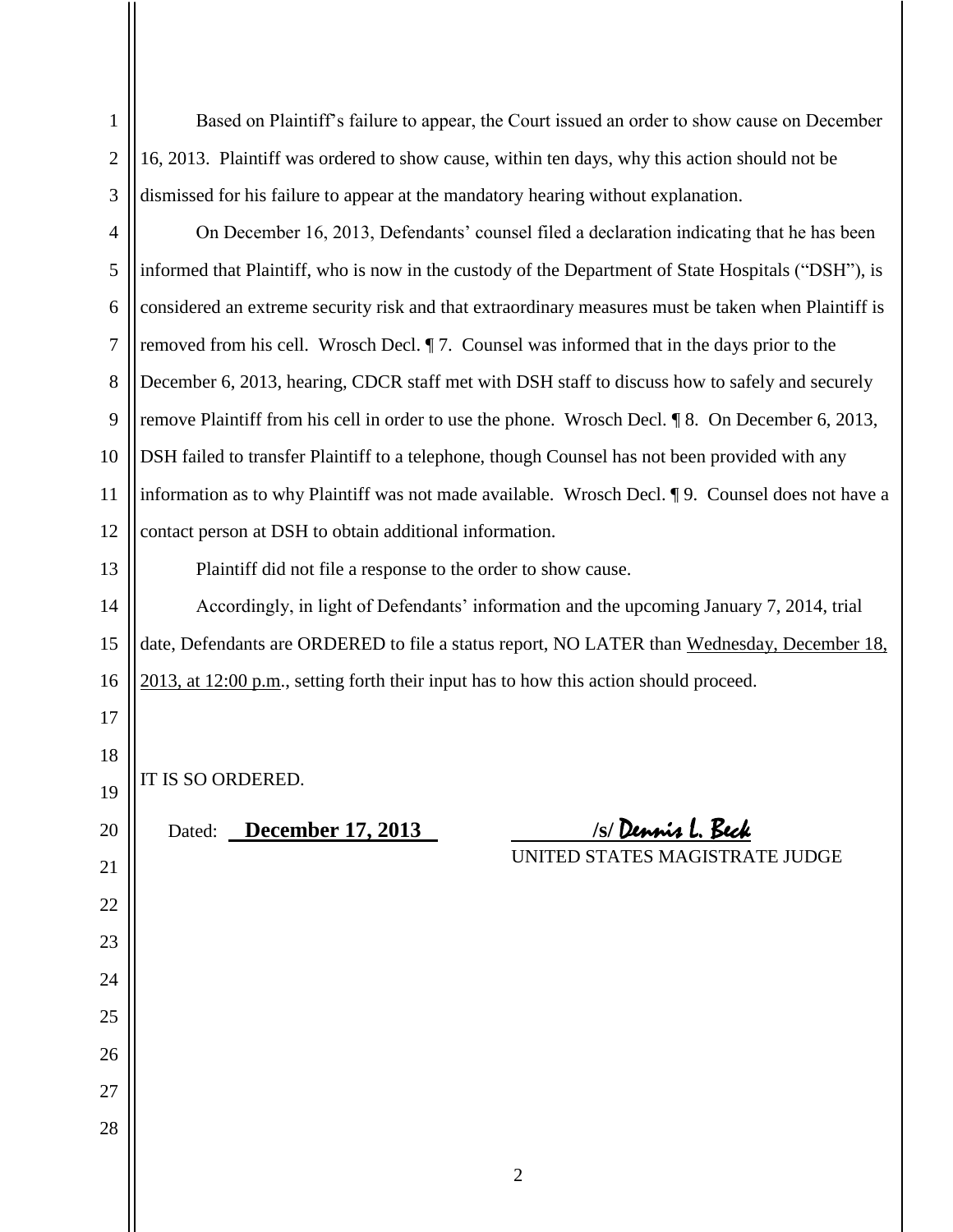Based on Plaintiff's failure to appear, the Court issued an order to show cause on December 16, 2013. Plaintiff was ordered to show cause, within ten days, why this action should not be dismissed for his failure to appear at the mandatory hearing without explanation.

On December 16, 2013, Defendants' counsel filed a declaration indicating that he has been informed that Plaintiff, who is now in the custody of the Department of State Hospitals ("DSH"), is considered an extreme security risk and that extraordinary measures must be taken when Plaintiff is removed from his cell. Wrosch Decl. ¶ 7. Counsel was informed that in the days prior to the December 6, 2013, hearing, CDCR staff met with DSH staff to discuss how to safely and securely remove Plaintiff from his cell in order to use the phone. Wrosch Decl. ¶ 8. On December 6, 2013, DSH failed to transfer Plaintiff to a telephone, though Counsel has not been provided with any information as to why Plaintiff was not made available. Wrosch Decl. ¶ 9. Counsel does not have a contact person at DSH to obtain additional information.

Plaintiff did not file a response to the order to show cause.

Accordingly, in light of Defendants' information and the upcoming January 7, 2014, trial date, Defendants are ORDERED to file a status report, NO LATER than Wednesday, December 18, 2013, at 12:00 p.m., setting forth their input has to how this action should proceed.

IT IS SO ORDERED.

Dated: **December 17, 2013**

/s/ Dennis L. Beck
UNITED STATES MAGISTRATE JUDGE